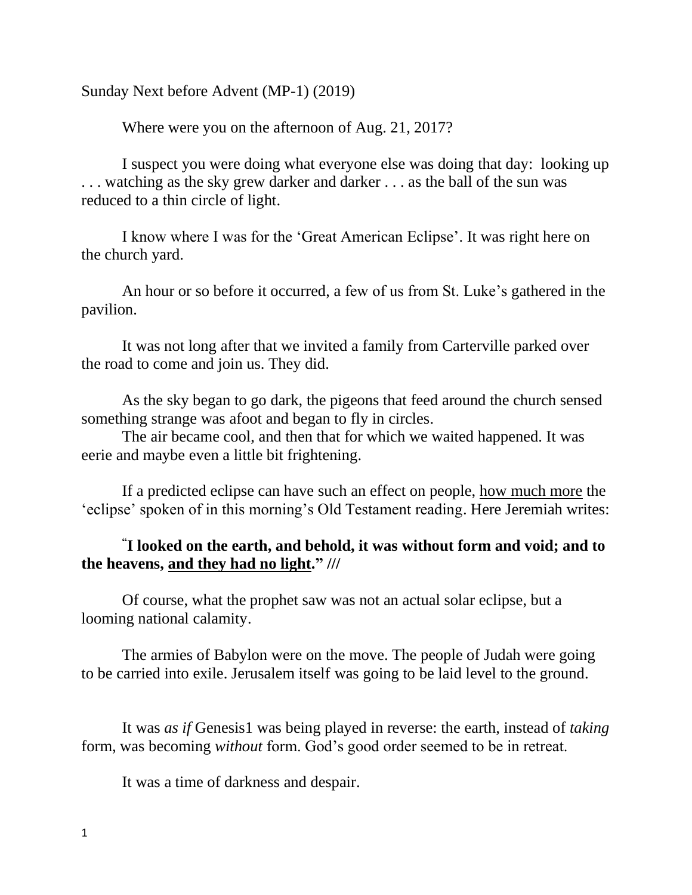Sunday Next before Advent (MP-1) (2019)

Where were you on the afternoon of Aug. 21, 2017?

I suspect you were doing what everyone else was doing that day: looking up . . . watching as the sky grew darker and darker . . . as the ball of the sun was reduced to a thin circle of light.

I know where I was for the 'Great American Eclipse'. It was right here on the church yard.

An hour or so before it occurred, a few of us from St. Luke's gathered in the pavilion.

It was not long after that we invited a family from Carterville parked over the road to come and join us. They did.

As the sky began to go dark, the pigeons that feed around the church sensed something strange was afoot and began to fly in circles.

The air became cool, and then that for which we waited happened. It was eerie and maybe even a little bit frightening.

If a predicted eclipse can have such an effect on people, <u>how much more</u> the 'eclipse' spoken of in this morning's Old Testament reading. Here Jeremiah writes:

**"I looked on the earth, and behold, it was without form and void; and to the heavens, <u>and they had no light</u>." ///**

Of course, what the prophet saw was not an actual solar eclipse, but a looming national calamity.

The armies of Babylon were on the move. The people of Judah were going to be carried into exile. Jerusalem itself was going to be laid level to the ground.

It was *as if* Genesis1 was being played in reverse: the earth, instead of *taking* form, was becoming *without* form. God's good order seemed to be in retreat.

It was a time of darkness and despair.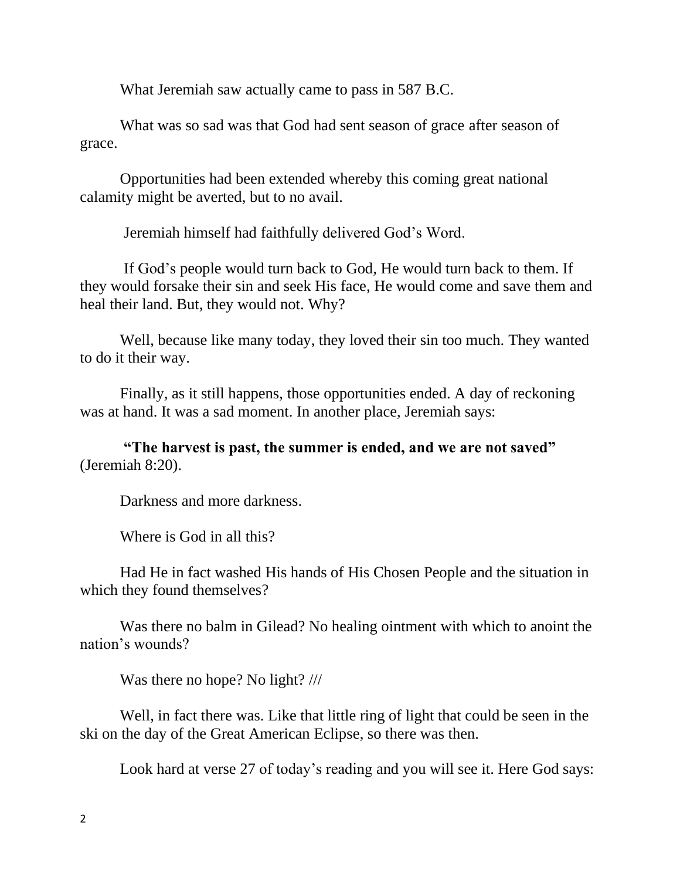What Jeremiah saw actually came to pass in 587 B.C.

What was so sad was that God had sent season of grace after season of grace.

Opportunities had been extended whereby this coming great national calamity might be averted, but to no avail.

Jeremiah himself had faithfully delivered God's Word.

If God's people would turn back to God, He would turn back to them. If they would forsake their sin and seek His face, He would come and save them and heal their land. But, they would not. Why?

Well, because like many today, they loved their sin too much. They wanted to do it their way.

Finally, as it still happens, those opportunities ended. A day of reckoning was at hand. It was a sad moment. In another place, Jeremiah says:

**"The harvest is past, the summer is ended, and we are not saved"** (Jeremiah 8:20).

Darkness and more darkness.

Where is God in all this?

Had He in fact washed His hands of His Chosen People and the situation in which they found themselves?

Was there no balm in Gilead? No healing ointment with which to anoint the nation's wounds?

Was there no hope? No light? ///

Well, in fact there was. Like that little ring of light that could be seen in the ski on the day of the Great American Eclipse, so there was then.

Look hard at verse 27 of today's reading and you will see it. Here God says: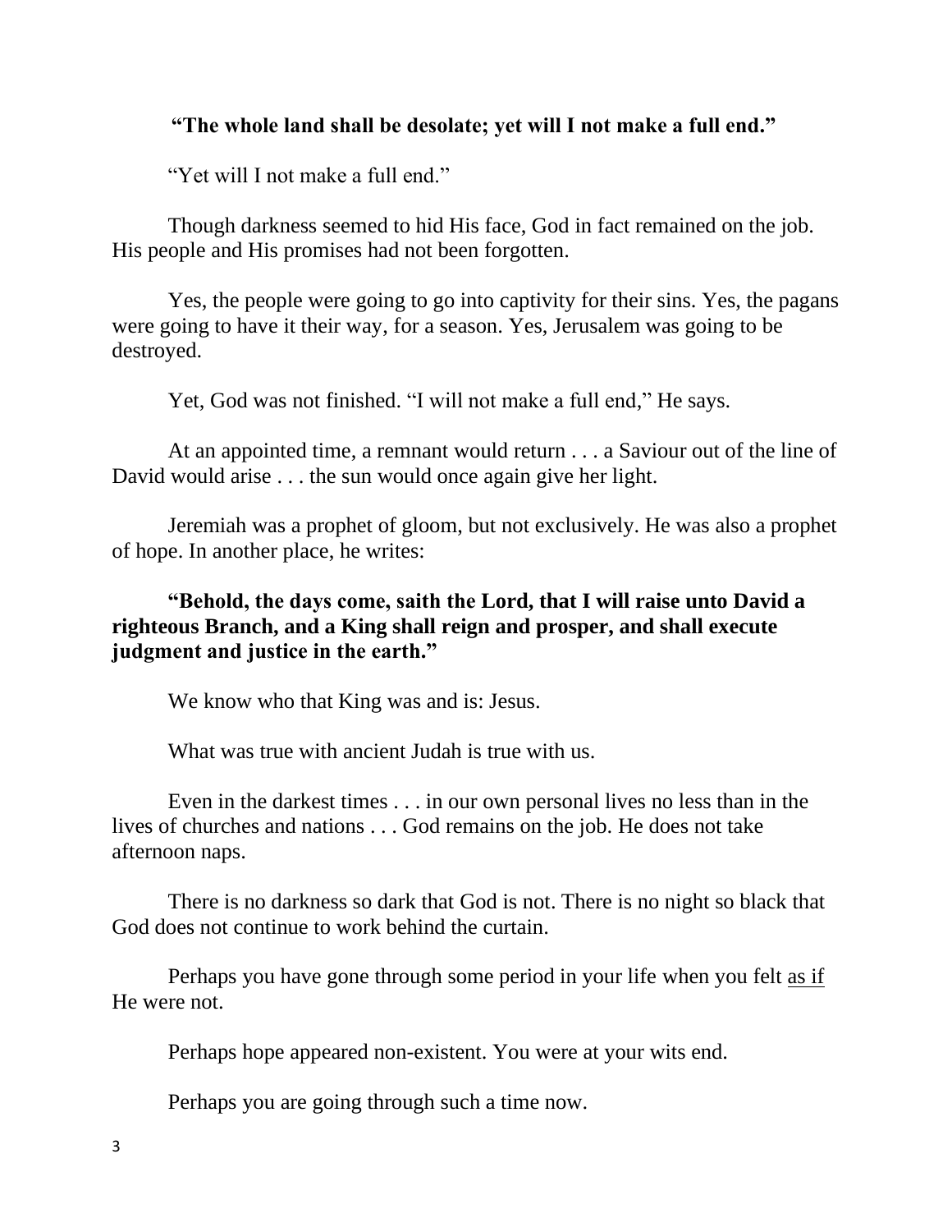**"The whole land shall be desolate; yet will I not make a full end."**

"Yet will I not make a full end."

Though darkness seemed to hid His face, God in fact remained on the job. His people and His promises had not been forgotten.

Yes, the people were going to go into captivity for their sins. Yes, the pagans were going to have it their way, for a season. Yes, Jerusalem was going to be destroyed.

Yet, God was not finished. "I will not make a full end," He says.

At an appointed time, a remnant would return . . . a Saviour out of the line of David would arise . . . the sun would once again give her light.

Jeremiah was a prophet of gloom, but not exclusively. He was also a prophet of hope. In another place, he writes:

**"Behold, the days come, saith the Lord, that I will raise unto David a righteous Branch, and a King shall reign and prosper, and shall execute judgment and justice in the earth."**

We know who that King was and is: Jesus.

What was true with ancient Judah is true with us.

Even in the darkest times . . . in our own personal lives no less than in the lives of churches and nations . . . God remains on the job. He does not take afternoon naps.

There is no darkness so dark that God is not. There is no night so black that God does not continue to work behind the curtain.

Perhaps you have gone through some period in your life when you felt <u>as if</u> He were not.

Perhaps hope appeared non-existent. You were at your wits end.

Perhaps you are going through such a time now.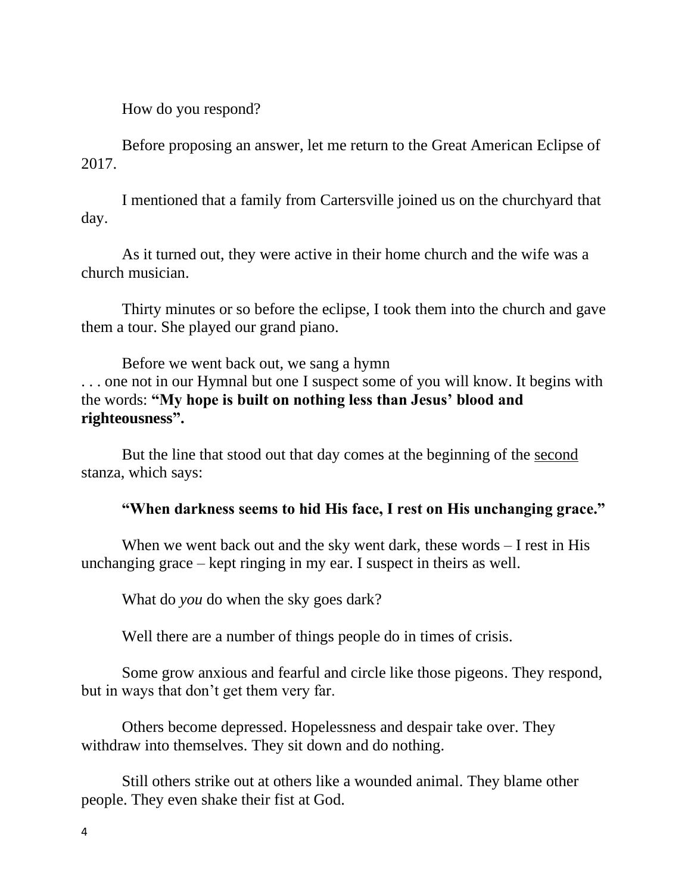How do you respond?

Before proposing an answer, let me return to the Great American Eclipse of 2017.

I mentioned that a family from Cartersville joined us on the churchyard that day.

As it turned out, they were active in their home church and the wife was a church musician.

Thirty minutes or so before the eclipse, I took them into the church and gave them a tour. She played our grand piano.

Before we went back out, we sang a hymn
. . . one not in our Hymnal but one I suspect some of you will know. It begins with the words: **"My hope is built on nothing less than Jesus' blood and righteousness".**

But the line that stood out that day comes at the beginning of the <u>second</u> stanza, which says:

**"When darkness seems to hid His face, I rest on His unchanging grace."**

When we went back out and the sky went dark, these words – I rest in His unchanging grace – kept ringing in my ear. I suspect in theirs as well.

What do *you* do when the sky goes dark?

Well there are a number of things people do in times of crisis.

Some grow anxious and fearful and circle like those pigeons. They respond, but in ways that don't get them very far.

Others become depressed. Hopelessness and despair take over. They withdraw into themselves. They sit down and do nothing.

Still others strike out at others like a wounded animal. They blame other people. They even shake their fist at God.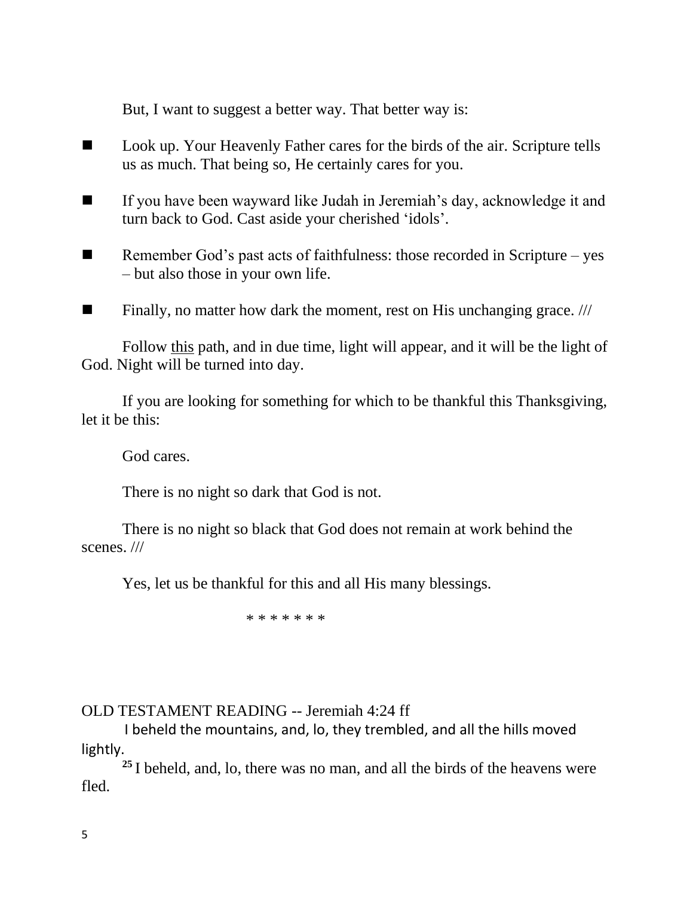But, I want to suggest a better way. That better way is:

- Look up. Your Heavenly Father cares for the birds of the air. Scripture tells us as much. That being so, He certainly cares for you.

- If you have been wayward like Judah in Jeremiah's day, acknowledge it and turn back to God. Cast aside your cherished 'idols'.

- Remember God's past acts of faithfulness: those recorded in Scripture – yes – but also those in your own life.

- Finally, no matter how dark the moment, rest on His unchanging grace. ///

Follow <u>this</u> path, and in due time, light will appear, and it will be the light of God. Night will be turned into day.

If you are looking for something for which to be thankful this Thanksgiving, let it be this:

God cares.

There is no night so dark that God is not.

There is no night so black that God does not remain at work behind the scenes. ///

Yes, let us be thankful for this and all His many blessings.

\* \* \* \* \* \* \*

OLD TESTAMENT READING -- Jeremiah 4:24 ff

I beheld the mountains, and, lo, they trembled, and all the hills moved lightly.

[25] I beheld, and, lo, there was no man, and all the birds of the heavens were fled.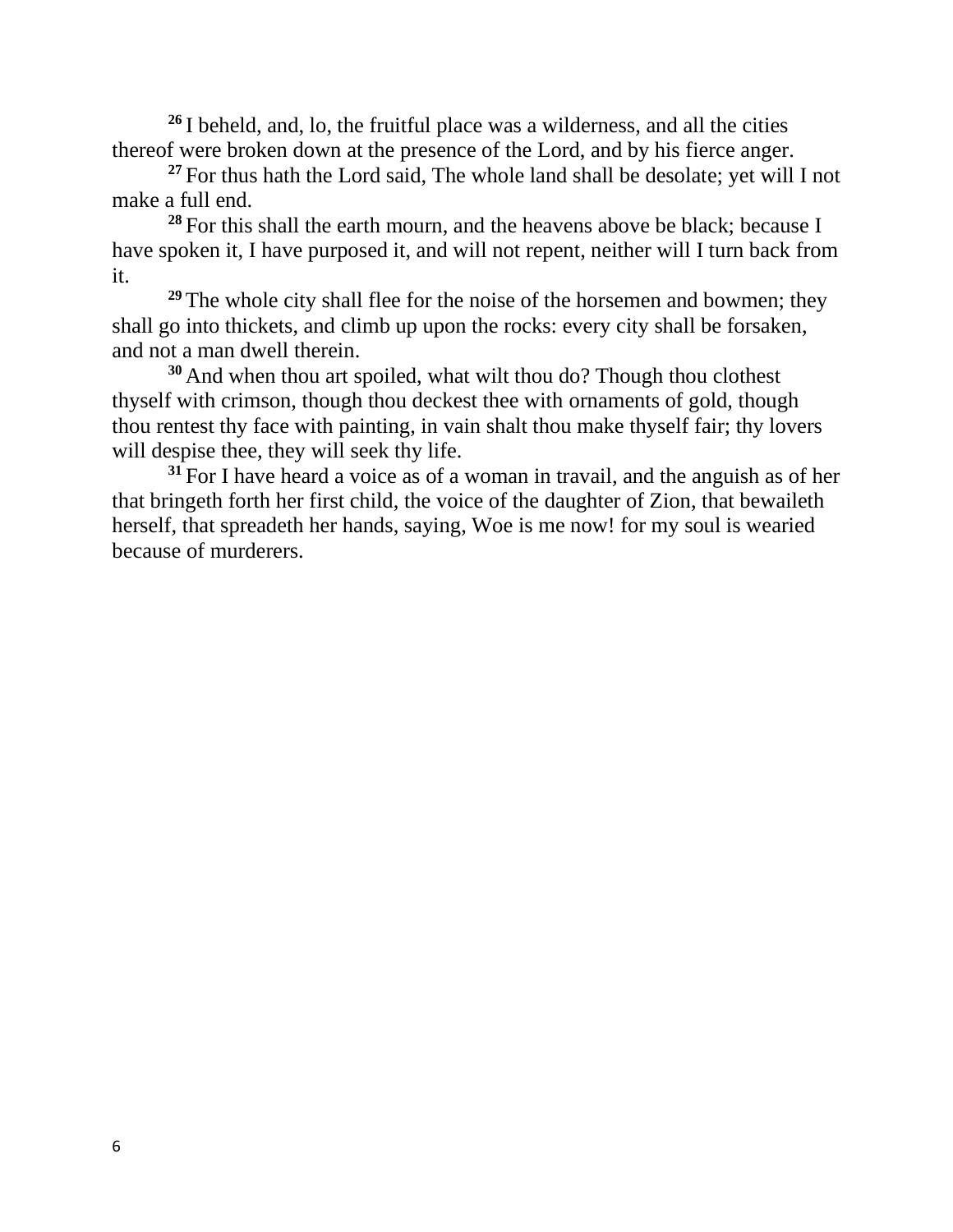**26** I beheld, and, lo, the fruitful place was a wilderness, and all the cities thereof were broken down at the presence of the Lord, and by his fierce anger.

**27** For thus hath the Lord said, The whole land shall be desolate; yet will I not make a full end.

**28** For this shall the earth mourn, and the heavens above be black; because I have spoken it, I have purposed it, and will not repent, neither will I turn back from it.

**29** The whole city shall flee for the noise of the horsemen and bowmen; they shall go into thickets, and climb up upon the rocks: every city shall be forsaken, and not a man dwell therein.

**30** And when thou art spoiled, what wilt thou do? Though thou clothest thyself with crimson, though thou deckest thee with ornaments of gold, though thou rentest thy face with painting, in vain shalt thou make thyself fair; thy lovers will despise thee, they will seek thy life.

**31** For I have heard a voice as of a woman in travail, and the anguish as of her that bringeth forth her first child, the voice of the daughter of Zion, that bewaileth herself, that spreadeth her hands, saying, Woe is me now! for my soul is wearied because of murderers.